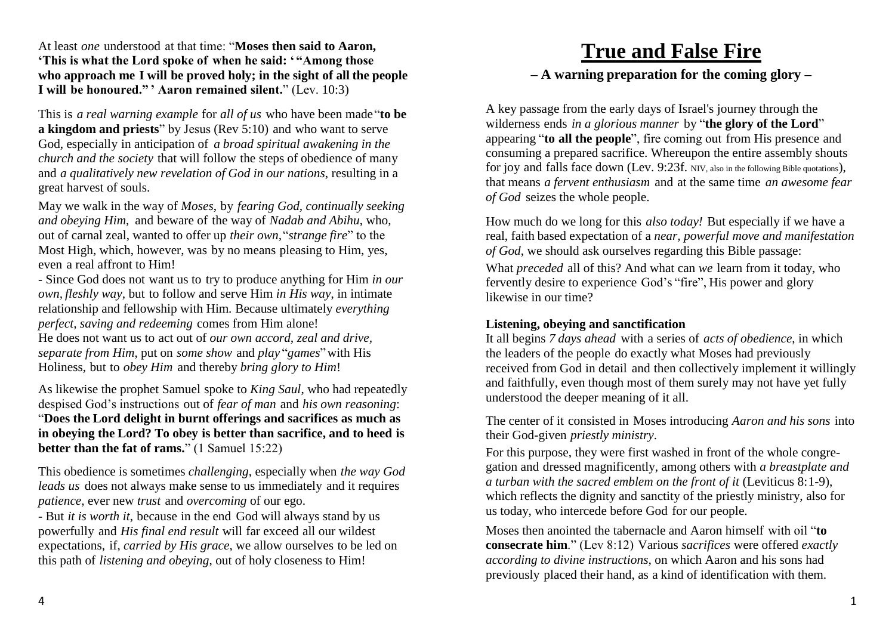# True and False Fire

### – A warning preparation for the coming glory –

A key passage from the early days of Israel's journey through the wilderness ends *in a glorious manner* by "**the glory of the Lord**" appearing "**to all the people**", fire coming out from His presence and consuming a prepared sacrifice. Whereupon the entire assembly shouts for joy and falls face down (Lev. 9:23f. NIV, also in the following Bible quotations), that means *a fervent enthusiasm* and at the same time *an awesome fear of God* seizes the whole people.

How much do we long for this *also today!* But especially if we have a real, faith based expectation of a *near, powerful move and manifestation of God*, we should ask ourselves regarding this Bible passage:
What *preceded* all of this? And what can *we* learn from it today, who fervently desire to experience God's "fire", His power and glory likewise in our time?

**Listening, obeying and sanctification**
It all begins *7 days ahead* with a series of *acts of obedience*, in which the leaders of the people do exactly what Moses had previously received from God in detail and then collectively implement it willingly and faithfully, even though most of them surely may not have yet fully understood the deeper meaning of it all.

The center of it consisted in Moses introducing *Aaron and his sons* into their God-given *priestly ministry*.
For this purpose, they were first washed in front of the whole congregation and dressed magnificently, among others with *a breastplate and a turban with the sacred emblem on the front of it* (Leviticus 8:1-9), which reflects the dignity and sanctity of the priestly ministry, also for us today, who intercede before God for our people.

Moses then anointed the tabernacle and Aaron himself with oil "**to consecrate him**." (Lev 8:12) Various *sacrifices* were offered *exactly according to divine instructions*, on which Aaron and his sons had previously placed their hand, as a kind of identification with them.

At least *one* understood at that time: "**Moses then said to Aaron, 'This is what the Lord spoke of when he said: '"Among those who approach me I will be proved holy; in the sight of all the people I will be honoured."' Aaron remained silent.**" (Lev. 10:3)

This is *a real warning example* for *all of us* who have been made "**to be a kingdom and priests**" by Jesus (Rev 5:10) and who want to serve God, especially in anticipation of *a broad spiritual awakening in the church and the society* that will follow the steps of obedience of many and *a qualitatively new revelation of God in our nations*, resulting in a great harvest of souls.

May we walk in the way of *Moses*, by *fearing God, continually seeking and obeying Him*, and beware of the way of *Nadab and Abihu*, who, out of carnal zeal, wanted to offer up *their own,* "*strange fire*" to the Most High, which, however, was by no means pleasing to Him, yes, even a real affront to Him!
- Since God does not want us to try to produce anything for Him *in our own, fleshly way*, but to follow and serve Him *in His way*, in intimate relationship and fellowship with Him. Because ultimately *everything perfect, saving and redeeming* comes from Him alone!
He does not want us to act out of *our own accord, zeal and drive, separate from Him*, put on *some show* and *play* "*games*" with His Holiness, but to *obey Him* and thereby *bring glory to Him*!

As likewise the prophet Samuel spoke to *King Saul*, who had repeatedly despised God's instructions out of *fear of man* and *his own reasoning*: "**Does the Lord delight in burnt offerings and sacrifices as much as in obeying the Lord? To obey is better than sacrifice, and to heed is better than the fat of rams.**" (1 Samuel 15:22)

This obedience is sometimes *challenging*, especially when *the way God leads us* does not always make sense to us immediately and it requires *patience*, ever new *trust* and *overcoming* of our ego.
- But *it is worth it*, because in the end God will always stand by us powerfully and *His final end result* will far exceed all our wildest expectations, if, *carried by His grace*, we allow ourselves to be led on this path of *listening and obeying*, out of holy closeness to Him!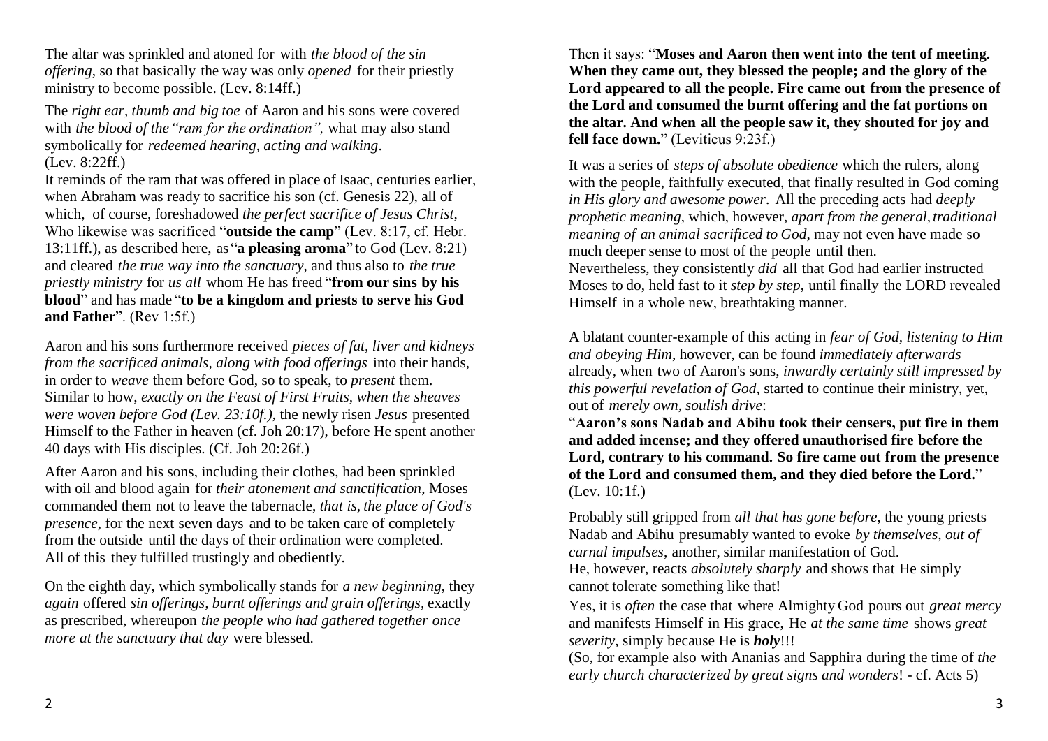The altar was sprinkled and atoned for with *the blood of the sin offering*, so that basically the way was only *opened* for their priestly ministry to become possible. (Lev. 8:14ff.)

The *right ear, thumb and big toe* of Aaron and his sons were covered with *the blood of the "ram for the ordination",* what may also stand symbolically for *redeemed hearing, acting and walking*. (Lev. 8:22ff.)

It reminds of the ram that was offered in place of Isaac, centuries earlier, when Abraham was ready to sacrifice his son (cf. Genesis 22), all of which, of course, foreshadowed *the perfect sacrifice of Jesus Christ*, Who likewise was sacrificed "**outside the camp**" (Lev. 8:17, cf. Hebr. 13:11ff.), as described here, as "**a pleasing aroma**" to God (Lev. 8:21) and cleared *the true way into the sanctuary*, and thus also to *the true priestly ministry* for *us all* whom He has freed "**from our sins by his blood**" and has made "**to be a kingdom and priests to serve his God and Father**". (Rev 1:5f.)

Aaron and his sons furthermore received *pieces of fat, liver and kidneys from the sacrificed animals, along with food offerings* into their hands, in order to *weave* them before God, so to speak, to *present* them. Similar to how, *exactly on the Feast of First Fruits, when the sheaves were woven before God (Lev. 23:10f.)*, the newly risen *Jesus* presented Himself to the Father in heaven (cf. Joh 20:17), before He spent another 40 days with His disciples. (Cf. Joh 20:26f.)

After Aaron and his sons, including their clothes, had been sprinkled with oil and blood again for *their atonement and sanctification*, Moses commanded them not to leave the tabernacle, *that is, the place of God's presence*, for the next seven days and to be taken care of completely from the outside until the days of their ordination were completed. All of this they fulfilled trustingly and obediently.

On the eighth day, which symbolically stands for *a new beginning*, they *again* offered *sin offerings, burnt offerings and grain offerings*, exactly as prescribed, whereupon *the people who had gathered together once more at the sanctuary that day* were blessed.

Then it says: "**Moses and Aaron then went into the tent of meeting. When they came out, they blessed the people; and the glory of the Lord appeared to all the people. Fire came out from the presence of the Lord and consumed the burnt offering and the fat portions on the altar. And when all the people saw it, they shouted for joy and fell face down.**" (Leviticus 9:23f.)

It was a series of *steps of absolute obedience* which the rulers, along with the people, faithfully executed, that finally resulted in God coming *in His glory and awesome power*. All the preceding acts had *deeply prophetic meaning*, which, however, *apart from the general, traditional meaning of an animal sacrificed to God*, may not even have made so much deeper sense to most of the people until then.
Nevertheless, they consistently *did* all that God had earlier instructed Moses to do, held fast to it *step by step*, until finally the LORD revealed Himself in a whole new, breathtaking manner.

A blatant counter-example of this acting in *fear of God, listening to Him and obeying Him*, however, can be found *immediately afterwards* already, when two of Aaron's sons, *inwardly certainly still impressed by this powerful revelation of God*, started to continue their ministry, yet, out of *merely own, soulish drive*:

"**Aaron's sons Nadab and Abihu took their censers, put fire in them and added incense; and they offered unauthorised fire before the Lord, contrary to his command. So fire came out from the presence of the Lord and consumed them, and they died before the Lord.**" (Lev. 10:1f.)

Probably still gripped from *all that has gone before*, the young priests Nadab and Abihu presumably wanted to evoke *by themselves, out of carnal impulses*, another, similar manifestation of God.
He, however, reacts *absolutely sharply* and shows that He simply cannot tolerate something like that!

Yes, it is *often* the case that where Almighty God pours out *great mercy* and manifests Himself in His grace, He *at the same time* shows *great severity*, simply because He is ***holy***!!!

(So, for example also with Ananias and Sapphira during the time of *the early church characterized by great signs and wonders*! - cf. Acts 5)